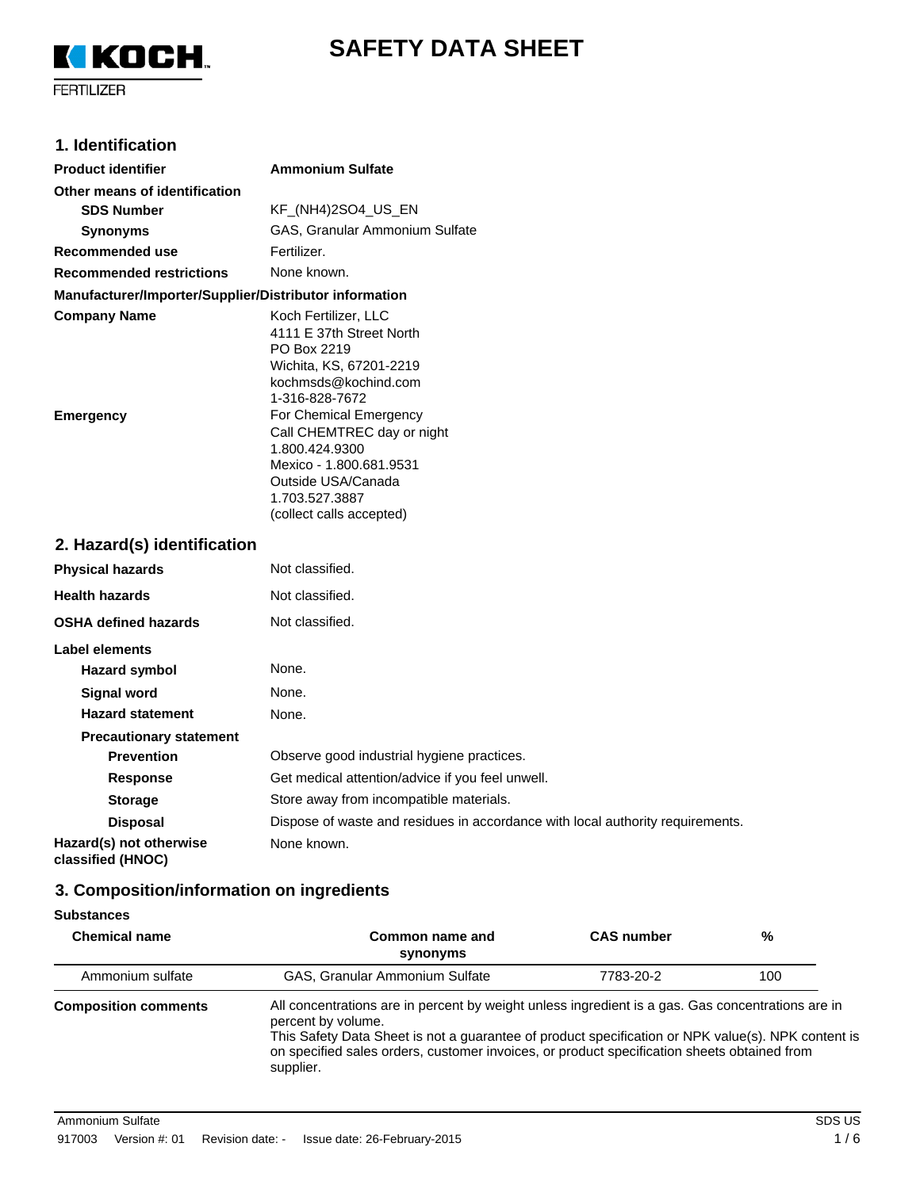KOCH FERTILIZER

# SAFETY DATA SHEET

## 1. Identification

**Product identifier** **Ammonium Sulfate**

**Other means of identification**

| | |
|---|---|
| **SDS Number** | KF_(NH4)2SO4_US_EN |
| **Synonyms** | GAS, Granular Ammonium Sulfate |
| **Recommended use** | Fertilizer. |
| **Recommended restrictions** | None known. |

**Manufacturer/Importer/Supplier/Distributor information**

**Company Name**
Koch Fertilizer, LLC
4111 E 37th Street North
PO Box 2219
Wichita, KS, 67201-2219
kochmsds@kochind.com
1-316-828-7672

**Emergency**
For Chemical Emergency
Call CHEMTREC day or night
1.800.424.9300
Mexico - 1.800.681.9531
Outside USA/Canada
1.703.527.3887
(collect calls accepted)

## 2. Hazard(s) identification

| | |
|---|---|
| **Physical hazards** | Not classified. |
| **Health hazards** | Not classified. |
| **OSHA defined hazards** | Not classified. |

**Label elements**

| | |
|---|---|
| **Hazard symbol** | None. |
| **Signal word** | None. |
| **Hazard statement** | None. |

**Precautionary statement**

| | |
|---|---|
| **Prevention** | Observe good industrial hygiene practices. |
| **Response** | Get medical attention/advice if you feel unwell. |
| **Storage** | Store away from incompatible materials. |
| **Disposal** | Dispose of waste and residues in accordance with local authority requirements. |
| **Hazard(s) not otherwise classified (HNOC)** | None known. |

## 3. Composition/information on ingredients

**Substances**

| Chemical name | Common name and synonyms | CAS number | % |
|---|---|---|---|
| Ammonium sulfate | GAS, Granular Ammonium Sulfate | 7783-20-2 | 100 |

**Composition comments**
All concentrations are in percent by weight unless ingredient is a gas. Gas concentrations are in percent by volume.
This Safety Data Sheet is not a guarantee of product specification or NPK value(s). NPK content is on specified sales orders, customer invoices, or product specification sheets obtained from supplier.

Ammonium Sulfate
917003 Version #: 01 Revision date: - Issue date: 26-February-2015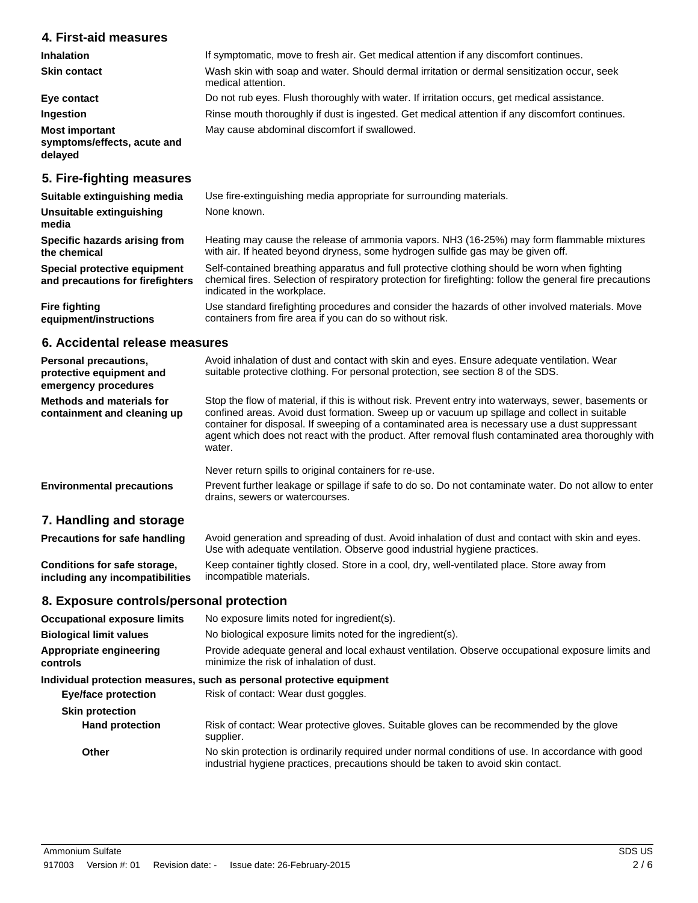## 4. First-aid measures

| | |
|---|---|
| **Inhalation** | If symptomatic, move to fresh air. Get medical attention if any discomfort continues. |
| **Skin contact** | Wash skin with soap and water. Should dermal irritation or dermal sensitization occur, seek medical attention. |
| **Eye contact** | Do not rub eyes. Flush thoroughly with water. If irritation occurs, get medical assistance. |
| **Ingestion** | Rinse mouth thoroughly if dust is ingested. Get medical attention if any discomfort continues. |
| **Most important symptoms/effects, acute and delayed** | May cause abdominal discomfort if swallowed. |

## 5. Fire-fighting measures

| | |
|---|---|
| **Suitable extinguishing media** | Use fire-extinguishing media appropriate for surrounding materials. |
| **Unsuitable extinguishing media** | None known. |
| **Specific hazards arising from the chemical** | Heating may cause the release of ammonia vapors. $NH_3$ (16-25%) may form flammable mixtures with air. If heated beyond dryness, some hydrogen sulfide gas may be given off. |
| **Special protective equipment and precautions for firefighters** | Self-contained breathing apparatus and full protective clothing should be worn when fighting chemical fires. Selection of respiratory protection for firefighting: follow the general fire precautions indicated in the workplace. |
| **Fire fighting equipment/instructions** | Use standard firefighting procedures and consider the hazards of other involved materials. Move containers from fire area if you can do so without risk. |

## 6. Accidental release measures

| | |
|---|---|
| **Personal precautions, protective equipment and emergency procedures** | Avoid inhalation of dust and contact with skin and eyes. Ensure adequate ventilation. Wear suitable protective clothing. For personal protection, see section 8 of the SDS. |
| **Methods and materials for containment and cleaning up** | Stop the flow of material, if this is without risk. Prevent entry into waterways, sewer, basements or confined areas. Avoid dust formation. Sweep up or vacuum up spillage and collect in suitable container for disposal. If sweeping of a contaminated area is necessary use a dust suppressant agent which does not react with the product. After removal flush contaminated area thoroughly with water.<br><br>Never return spills to original containers for re-use. |
| **Environmental precautions** | Prevent further leakage or spillage if safe to do so. Do not contaminate water. Do not allow to enter drains, sewers or watercourses. |

## 7. Handling and storage

| | |
|---|---|
| **Precautions for safe handling** | Avoid generation and spreading of dust. Avoid inhalation of dust and contact with skin and eyes. Use with adequate ventilation. Observe good industrial hygiene practices. |
| **Conditions for safe storage, including any incompatibilities** | Keep container tightly closed. Store in a cool, dry, well-ventilated place. Store away from incompatible materials. |

## 8. Exposure controls/personal protection

| | |
|---|---|
| **Occupational exposure limits** | No exposure limits noted for ingredient(s). |
| **Biological limit values** | No biological exposure limits noted for the ingredient(s). |
| **Appropriate engineering controls** | Provide adequate general and local exhaust ventilation. Observe occupational exposure limits and minimize the risk of inhalation of dust. |

**Individual protection measures, such as personal protective equipment**

| | |
|---|---|
| **Eye/face protection** | Risk of contact: Wear dust goggles. |
| **Skin protection** | |
| **Hand protection** | Risk of contact: Wear protective gloves. Suitable gloves can be recommended by the glove supplier. |
| **Other** | No skin protection is ordinarily required under normal conditions of use. In accordance with good industrial hygiene practices, precautions should be taken to avoid skin contact. |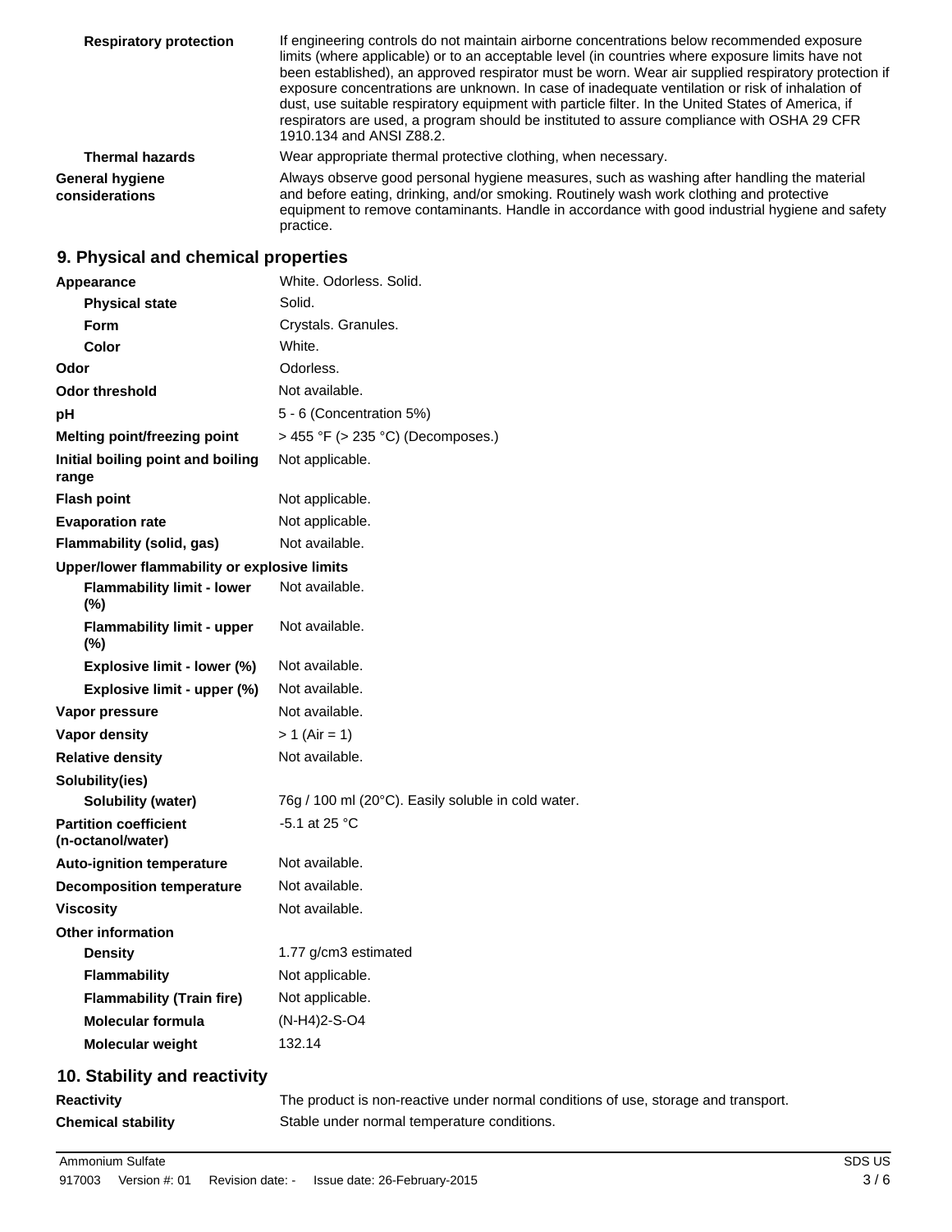| | |
|---|---|
| **Respiratory protection** | If engineering controls do not maintain airborne concentrations below recommended exposure limits (where applicable) or to an acceptable level (in countries where exposure limits have not been established), an approved respirator must be worn. Wear air supplied respiratory protection if exposure concentrations are unknown. In case of inadequate ventilation or risk of inhalation of dust, use suitable respiratory equipment with particle filter. In the United States of America, if respirators are used, a program should be instituted to assure compliance with OSHA 29 CFR 1910.134 and ANSI Z88.2. |
| **Thermal hazards** | Wear appropriate thermal protective clothing, when necessary. |
| **General hygiene considerations** | Always observe good personal hygiene measures, such as washing after handling the material and before eating, drinking, and/or smoking. Routinely wash work clothing and protective equipment to remove contaminants. Handle in accordance with good industrial hygiene and safety practice. |

## 9. Physical and chemical properties

| | |
|---|---|
| **Appearance** | White. Odorless. Solid. |
| **Physical state** | Solid. |
| **Form** | Crystals. Granules. |
| **Color** | White. |
| **Odor** | Odorless. |
| **Odor threshold** | Not available. |
| **pH** | 5 - 6 (Concentration 5%) |
| **Melting point/freezing point** | > 455 °F (> 235 °C) (Decomposes.) |
| **Initial boiling point and boiling range** | Not applicable. |
| **Flash point** | Not applicable. |
| **Evaporation rate** | Not applicable. |
| **Flammability (solid, gas)** | Not available. |
| **Upper/lower flammability or explosive limits** | |
| **Flammability limit - lower (%)** | Not available. |
| **Flammability limit - upper (%)** | Not available. |
| **Explosive limit - lower (%)** | Not available. |
| **Explosive limit - upper (%)** | Not available. |
| **Vapor pressure** | Not available. |
| **Vapor density** | > 1 (Air = 1) |
| **Relative density** | Not available. |
| **Solubility(ies)** | |
| **Solubility (water)** | 76g / 100 ml (20°C). Easily soluble in cold water. |
| **Partition coefficient (n-octanol/water)** | -5.1 at 25 °C |
| **Auto-ignition temperature** | Not available. |
| **Decomposition temperature** | Not available. |
| **Viscosity** | Not available. |
| **Other information** | |
| **Density** | 1.77 g/cm3 estimated |
| **Flammability** | Not applicable. |
| **Flammability (Train fire)** | Not applicable. |
| **Molecular formula** | (N-H4)2-S-O4 |
| **Molecular weight** | 132.14 |

## 10. Stability and reactivity

| | |
|---|---|
| **Reactivity** | The product is non-reactive under normal conditions of use, storage and transport. |
| **Chemical stability** | Stable under normal temperature conditions. |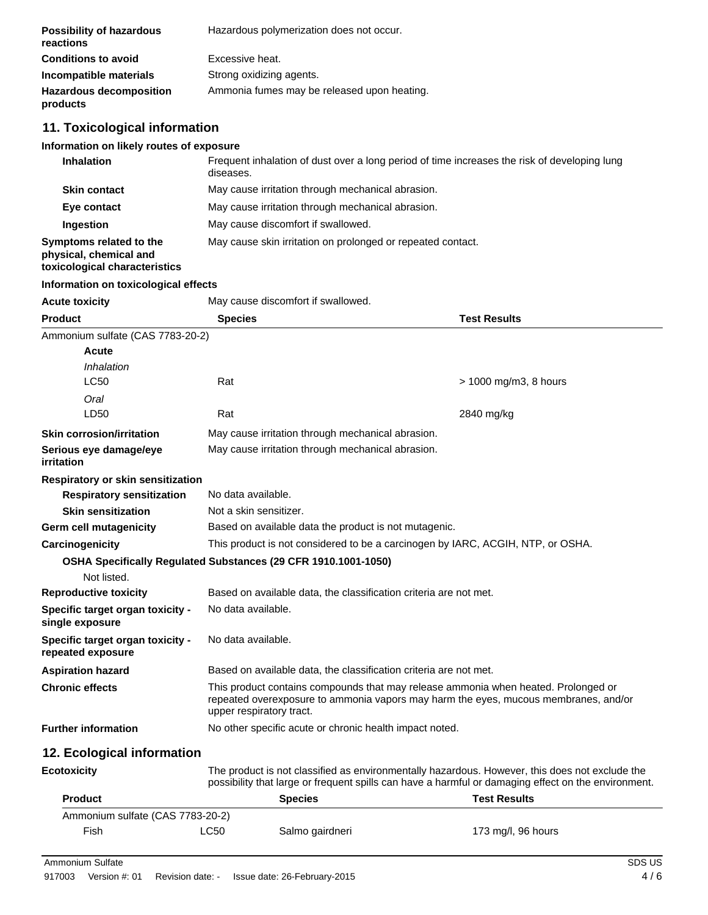| | |
|---|---|
| **Possibility of hazardous reactions** | Hazardous polymerization does not occur. |
| **Conditions to avoid** | Excessive heat. |
| **Incompatible materials** | Strong oxidizing agents. |
| **Hazardous decomposition products** | Ammonia fumes may be released upon heating. |

## 11. Toxicological information

**Information on likely routes of exposure**

| | |
|---|---|
| **Inhalation** | Frequent inhalation of dust over a long period of time increases the risk of developing lung diseases. |
| **Skin contact** | May cause irritation through mechanical abrasion. |
| **Eye contact** | May cause irritation through mechanical abrasion. |
| **Ingestion** | May cause discomfort if swallowed. |
| **Symptoms related to the physical, chemical and toxicological characteristics** | May cause skin irritation on prolonged or repeated contact. |

**Information on toxicological effects**

**Acute toxicity** May cause discomfort if swallowed.

| Product | Species | Test Results |
|---|---|---|
| Ammonium sulfate (CAS 7783-20-2) | | |
| **Acute** | | |
| *Inhalation* | | |
| LC50 | Rat | > 1000 mg/m3, 8 hours |
| *Oral* | | |
| LD50 | Rat | 2840 mg/kg |

| | |
|---|---|
| **Skin corrosion/irritation** | May cause irritation through mechanical abrasion. |
| **Serious eye damage/eye irritation** | May cause irritation through mechanical abrasion. |

**Respiratory or skin sensitization**

| | |
|---|---|
| **Respiratory sensitization** | No data available. |
| **Skin sensitization** | Not a skin sensitizer. |
| **Germ cell mutagenicity** | Based on available data the product is not mutagenic. |
| **Carcinogenicity** | This product is not considered to be a carcinogen by IARC, ACGIH, NTP, or OSHA. |

**OSHA Specifically Regulated Substances (29 CFR 1910.1001-1050)**

Not listed.

| | |
|---|---|
| **Reproductive toxicity** | Based on available data, the classification criteria are not met. |
| **Specific target organ toxicity - single exposure** | No data available. |
| **Specific target organ toxicity - repeated exposure** | No data available. |
| **Aspiration hazard** | Based on available data, the classification criteria are not met. |
| **Chronic effects** | This product contains compounds that may release ammonia when heated. Prolonged or repeated overexposure to ammonia vapors may harm the eyes, mucous membranes, and/or upper respiratory tract. |
| **Further information** | No other specific acute or chronic health impact noted. |

## 12. Ecological information

**Ecotoxicity** The product is not classified as environmentally hazardous. However, this does not exclude the possibility that large or frequent spills can have a harmful or damaging effect on the environment.

| Product | | Species | Test Results |
|---|---|---|---|
| Ammonium sulfate (CAS 7783-20-2) | | | |
| Fish | LC50 | Salmo gairdneri | 173 mg/l, 96 hours |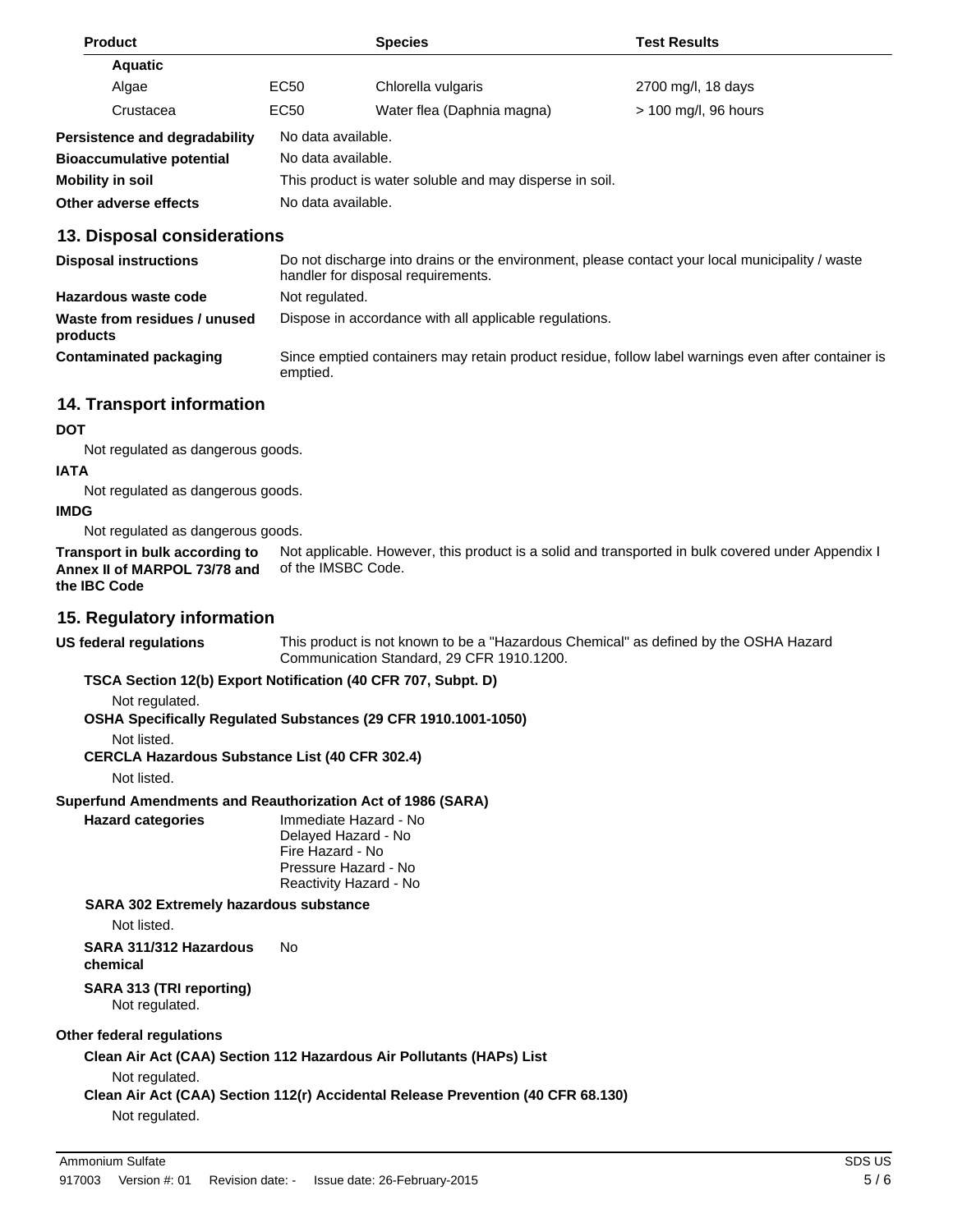| Product | | Species | Test Results |
|---|---|---|---|
| **Aquatic** | | | |
| Algae | EC50 | Chlorella vulgaris | 2700 mg/l, 18 days |
| Crustacea | EC50 | Water flea (Daphnia magna) | > 100 mg/l, 96 hours |

**Persistence and degradability** No data available.

**Bioaccumulative potential** No data available.

**Mobility in soil** This product is water soluble and may disperse in soil.

**Other adverse effects** No data available.

## 13. Disposal considerations

**Disposal instructions** Do not discharge into drains or the environment, please contact your local municipality / waste handler for disposal requirements.

**Hazardous waste code** Not regulated.

**Waste from residues / unused products** Dispose in accordance with all applicable regulations.

**Contaminated packaging** Since emptied containers may retain product residue, follow label warnings even after container is emptied.

## 14. Transport information

**DOT**

Not regulated as dangerous goods.

**IATA**

Not regulated as dangerous goods.

**IMDG**

Not regulated as dangerous goods.

**Transport in bulk according to Annex II of MARPOL 73/78 and the IBC Code** Not applicable. However, this product is a solid and transported in bulk covered under Appendix I of the IMSBC Code.

## 15. Regulatory information

**US federal regulations** This product is not known to be a "Hazardous Chemical" as defined by the OSHA Hazard Communication Standard, 29 CFR 1910.1200.

**TSCA Section 12(b) Export Notification (40 CFR 707, Subpt. D)**

Not regulated.

**OSHA Specifically Regulated Substances (29 CFR 1910.1001-1050)**

Not listed.

**CERCLA Hazardous Substance List (40 CFR 302.4)**

Not listed.

**Superfund Amendments and Reauthorization Act of 1986 (SARA)**

**Hazard categories**
Immediate Hazard - No
Delayed Hazard - No
Fire Hazard - No
Pressure Hazard - No
Reactivity Hazard - No

**SARA 302 Extremely hazardous substance**

Not listed.

**SARA 311/312 Hazardous chemical** No

**SARA 313 (TRI reporting)**

Not regulated.

**Other federal regulations**

**Clean Air Act (CAA) Section 112 Hazardous Air Pollutants (HAPs) List**

Not regulated.

**Clean Air Act (CAA) Section 112(r) Accidental Release Prevention (40 CFR 68.130)**

Not regulated.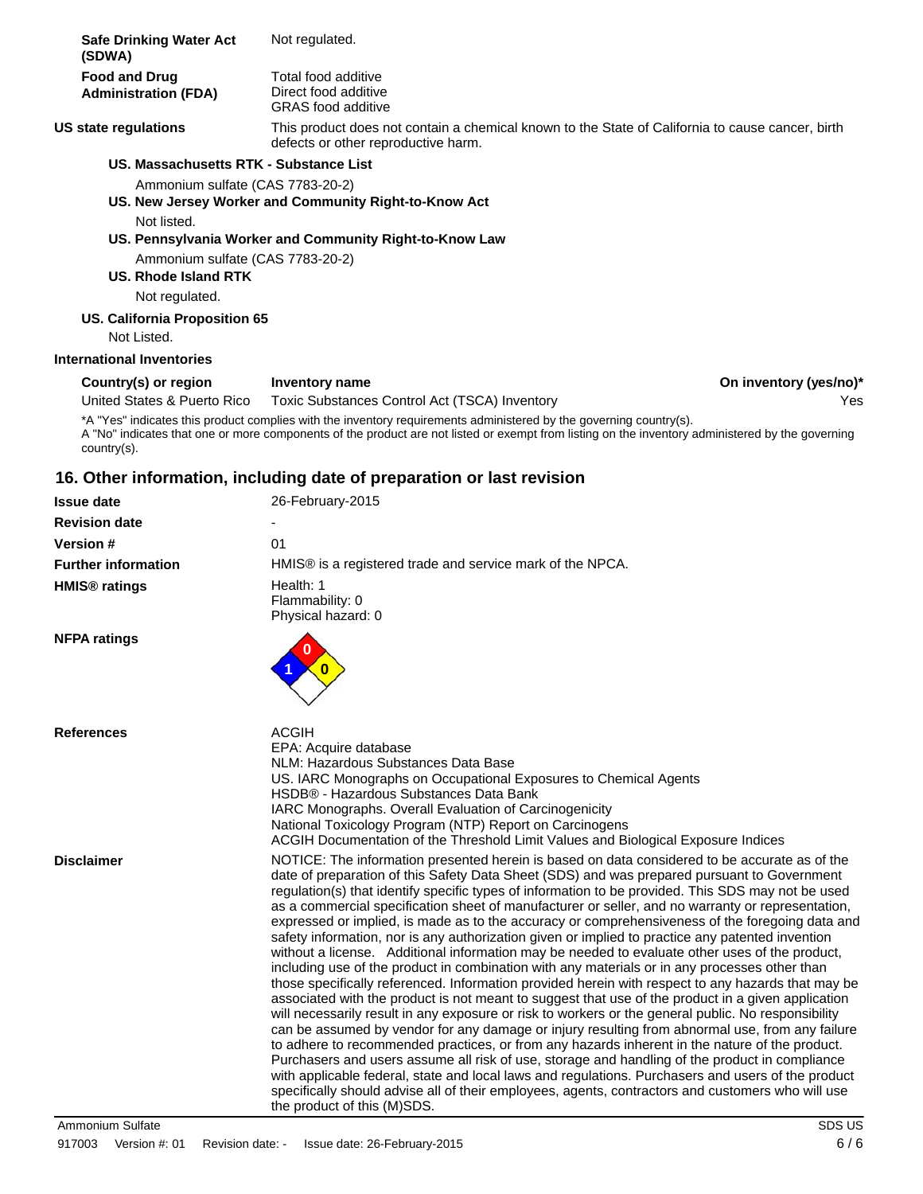| | |
|---|---|
| **Safe Drinking Water Act (SDWA)** | Not regulated. |
| **Food and Drug Administration (FDA)** | Total food additive<br>Direct food additive<br>GRAS food additive |

**US state regulations**

This product does not contain a chemical known to the State of California to cause cancer, birth defects or other reproductive harm.

**US. Massachusetts RTK - Substance List**

Ammonium sulfate (CAS 7783-20-2)

**US. New Jersey Worker and Community Right-to-Know Act**

Not listed.

**US. Pennsylvania Worker and Community Right-to-Know Law**

Ammonium sulfate (CAS 7783-20-2)

**US. Rhode Island RTK**

Not regulated.

**US. California Proposition 65**

Not Listed.

**International Inventories**

| Country(s) or region | Inventory name | On inventory (yes/no)* |
|---|---|---|
| United States & Puerto Rico | Toxic Substances Control Act (TSCA) Inventory | Yes |

*A "Yes" indicates this product complies with the inventory requirements administered by the governing country(s).
A "No" indicates that one or more components of the product are not listed or exempt from listing on the inventory administered by the governing country(s).

## 16. Other information, including date of preparation or last revision

| | |
|---|---|
| **Issue date** | 26-February-2015 |
| **Revision date** | - |
| **Version #** | 01 |
| **Further information** | HMIS® is a registered trade and service mark of the NPCA. |
| **HMIS® ratings** | Health: 1<br>Flammability: 0<br>Physical hazard: 0 |
| **NFPA ratings** | 0<br>1 0 |
| **References** | ACGIH<br>EPA: Acquire database<br>NLM: Hazardous Substances Data Base<br>US. IARC Monographs on Occupational Exposures to Chemical Agents<br>HSDB® - Hazardous Substances Data Bank<br>IARC Monographs. Overall Evaluation of Carcinogenicity<br>National Toxicology Program (NTP) Report on Carcinogens<br>ACGIH Documentation of the Threshold Limit Values and Biological Exposure Indices |
| **Disclaimer** | NOTICE: The information presented herein is based on data considered to be accurate as of the date of preparation of this Safety Data Sheet (SDS) and was prepared pursuant to Government regulation(s) that identify specific types of information to be provided. This SDS may not be used as a commercial specification sheet of manufacturer or seller, and no warranty or representation, expressed or implied, is made as to the accuracy or comprehensiveness of the foregoing data and safety information, nor is any authorization given or implied to practice any patented invention without a license. Additional information may be needed to evaluate other uses of the product, including use of the product in combination with any materials or in any processes other than those specifically referenced. Information provided herein with respect to any hazards that may be associated with the product is not meant to suggest that use of the product in a given application will necessarily result in any exposure or risk to workers or the general public. No responsibility can be assumed by vendor for any damage or injury resulting from abnormal use, from any failure to adhere to recommended practices, or from any hazards inherent in the nature of the product. Purchasers and users assume all risk of use, storage and handling of the product in compliance with applicable federal, state and local laws and regulations. Purchasers and users of the product specifically should advise all of their employees, agents, contractors and customers who will use the product of this (M)SDS. |